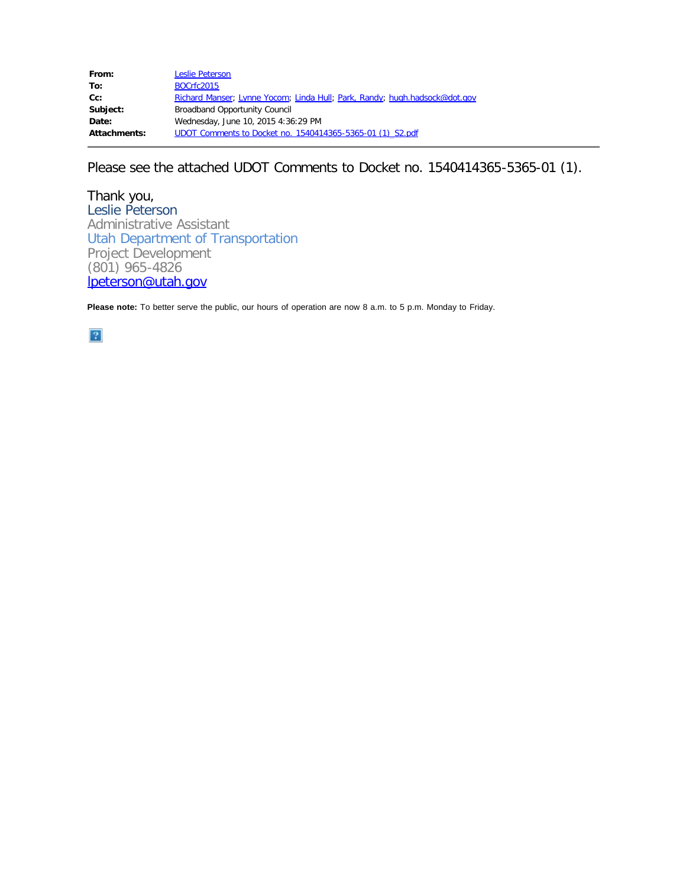| | |
|---|---|
| **From:** | Leslie Peterson |
| **To:** | BOCrfc2015 |
| **Cc:** | Richard Manser; Lynne Yocom; Linda Hull; Park, Randy; hugh.hadsock@dot.gov |
| **Subject:** | Broadband Opportunity Council |
| **Date:** | Wednesday, June 10, 2015 4:36:29 PM |
| **Attachments:** | UDOT Comments to Docket no. 1540414365-5365-01 (1)_S2.pdf |

---

Please see the attached UDOT Comments to Docket no. 1540414365-5365-01 (1).

Thank you,
Leslie Peterson
Administrative Assistant
Utah Department of Transportation
Project Development
(801) 965-4826
lpeterson@utah.gov

**Please note:** To better serve the public, our hours of operation are now 8 a.m. to 5 p.m. Monday to Friday.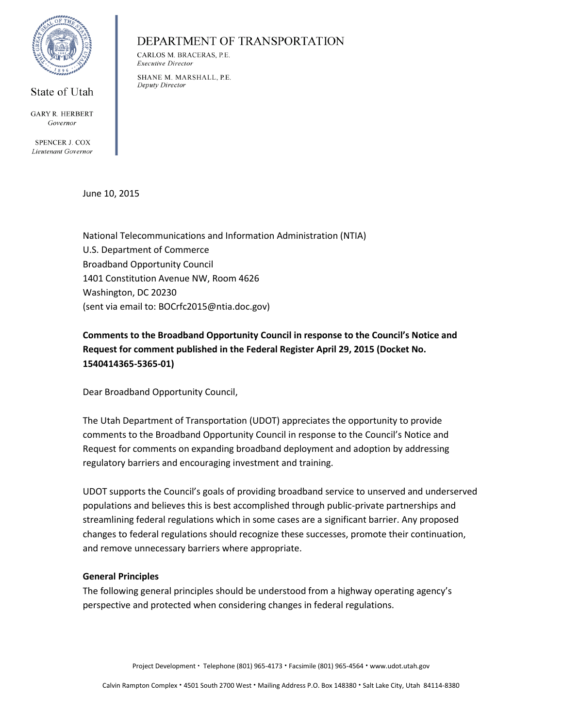State of Utah

GARY R. HERBERT
*Governor*

SPENCER J. COX
*Lieutenant Governor*

DEPARTMENT OF TRANSPORTATION

CARLOS M. BRACERAS, P.E.
*Executive Director*

SHANE M. MARSHALL, P.E.
*Deputy Director*

June 10, 2015

National Telecommunications and Information Administration (NTIA)
U.S. Department of Commerce
Broadband Opportunity Council
1401 Constitution Avenue NW, Room 4626
Washington, DC 20230
(sent via email to: BOCrfc2015@ntia.doc.gov)

**Comments to the Broadband Opportunity Council in response to the Council's Notice and Request for comment published in the Federal Register April 29, 2015 (Docket No. 1540414365-5365-01)**

Dear Broadband Opportunity Council,

The Utah Department of Transportation (UDOT) appreciates the opportunity to provide comments to the Broadband Opportunity Council in response to the Council's Notice and Request for comments on expanding broadband deployment and adoption by addressing regulatory barriers and encouraging investment and training.

UDOT supports the Council's goals of providing broadband service to unserved and underserved populations and believes this is best accomplished through public-private partnerships and streamlining federal regulations which in some cases are a significant barrier. Any proposed changes to federal regulations should recognize these successes, promote their continuation, and remove unnecessary barriers where appropriate.

**General Principles**

The following general principles should be understood from a highway operating agency's perspective and protected when considering changes in federal regulations.

Project Development • Telephone (801) 965-4173 • Facsimile (801) 965-4564 • www.udot.utah.gov

Calvin Rampton Complex • 4501 South 2700 West • Mailing Address P.O. Box 148380 • Salt Lake City, Utah 84114-8380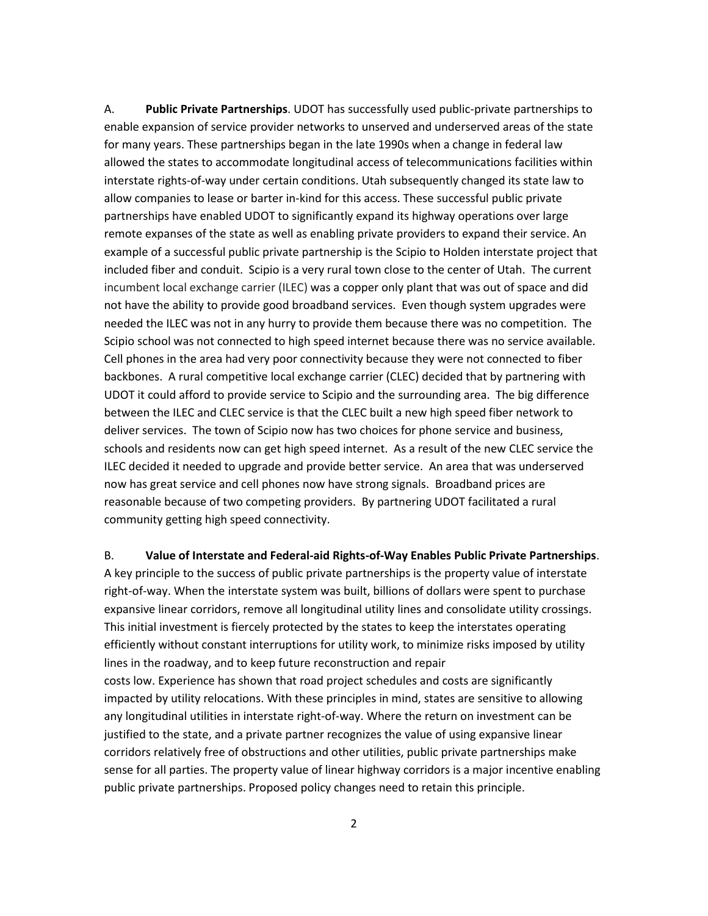A. **Public Private Partnerships**. UDOT has successfully used public-private partnerships to enable expansion of service provider networks to unserved and underserved areas of the state for many years. These partnerships began in the late 1990s when a change in federal law allowed the states to accommodate longitudinal access of telecommunications facilities within interstate rights-of-way under certain conditions. Utah subsequently changed its state law to allow companies to lease or barter in-kind for this access. These successful public private partnerships have enabled UDOT to significantly expand its highway operations over large remote expanses of the state as well as enabling private providers to expand their service. An example of a successful public private partnership is the Scipio to Holden interstate project that included fiber and conduit. Scipio is a very rural town close to the center of Utah. The current incumbent local exchange carrier (ILEC) was a copper only plant that was out of space and did not have the ability to provide good broadband services. Even though system upgrades were needed the ILEC was not in any hurry to provide them because there was no competition. The Scipio school was not connected to high speed internet because there was no service available. Cell phones in the area had very poor connectivity because they were not connected to fiber backbones. A rural competitive local exchange carrier (CLEC) decided that by partnering with UDOT it could afford to provide service to Scipio and the surrounding area. The big difference between the ILEC and CLEC service is that the CLEC built a new high speed fiber network to deliver services. The town of Scipio now has two choices for phone service and business, schools and residents now can get high speed internet. As a result of the new CLEC service the ILEC decided it needed to upgrade and provide better service. An area that was underserved now has great service and cell phones now have strong signals. Broadband prices are reasonable because of two competing providers. By partnering UDOT facilitated a rural community getting high speed connectivity.

B. **Value of Interstate and Federal-aid Rights-of-Way Enables Public Private Partnerships**. A key principle to the success of public private partnerships is the property value of interstate right-of-way. When the interstate system was built, billions of dollars were spent to purchase expansive linear corridors, remove all longitudinal utility lines and consolidate utility crossings. This initial investment is fiercely protected by the states to keep the interstates operating efficiently without constant interruptions for utility work, to minimize risks imposed by utility lines in the roadway, and to keep future reconstruction and repair costs low. Experience has shown that road project schedules and costs are significantly impacted by utility relocations. With these principles in mind, states are sensitive to allowing any longitudinal utilities in interstate right-of-way. Where the return on investment can be justified to the state, and a private partner recognizes the value of using expansive linear corridors relatively free of obstructions and other utilities, public private partnerships make sense for all parties. The property value of linear highway corridors is a major incentive enabling public private partnerships. Proposed policy changes need to retain this principle.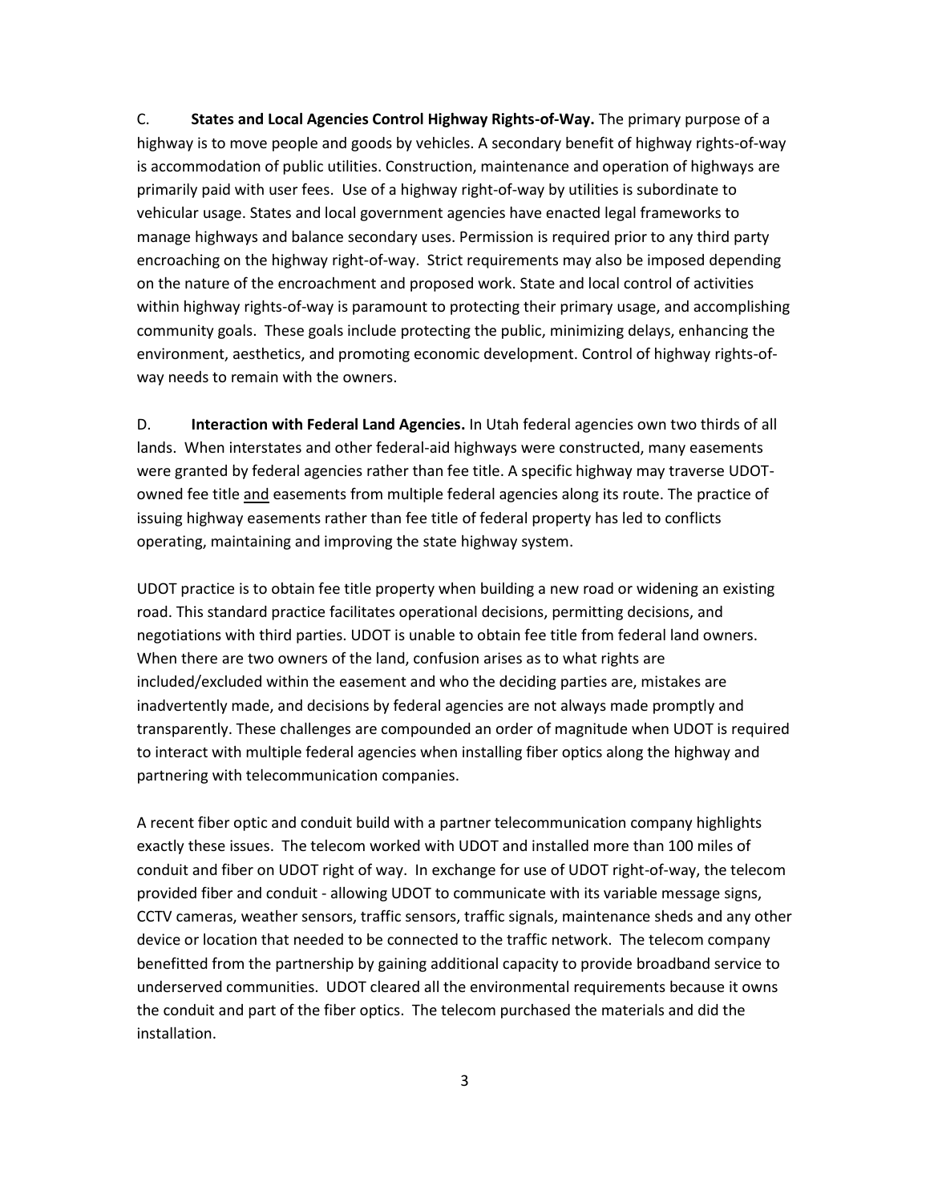C. **States and Local Agencies Control Highway Rights-of-Way.** The primary purpose of a highway is to move people and goods by vehicles. A secondary benefit of highway rights-of-way is accommodation of public utilities. Construction, maintenance and operation of highways are primarily paid with user fees. Use of a highway right-of-way by utilities is subordinate to vehicular usage. States and local government agencies have enacted legal frameworks to manage highways and balance secondary uses. Permission is required prior to any third party encroaching on the highway right-of-way. Strict requirements may also be imposed depending on the nature of the encroachment and proposed work. State and local control of activities within highway rights-of-way is paramount to protecting their primary usage, and accomplishing community goals. These goals include protecting the public, minimizing delays, enhancing the environment, aesthetics, and promoting economic development. Control of highway rights-of-way needs to remain with the owners.

D. **Interaction with Federal Land Agencies.** In Utah federal agencies own two thirds of all lands. When interstates and other federal-aid highways were constructed, many easements were granted by federal agencies rather than fee title. A specific highway may traverse UDOT-owned fee title and easements from multiple federal agencies along its route. The practice of issuing highway easements rather than fee title of federal property has led to conflicts operating, maintaining and improving the state highway system.

UDOT practice is to obtain fee title property when building a new road or widening an existing road. This standard practice facilitates operational decisions, permitting decisions, and negotiations with third parties. UDOT is unable to obtain fee title from federal land owners. When there are two owners of the land, confusion arises as to what rights are included/excluded within the easement and who the deciding parties are, mistakes are inadvertently made, and decisions by federal agencies are not always made promptly and transparently. These challenges are compounded an order of magnitude when UDOT is required to interact with multiple federal agencies when installing fiber optics along the highway and partnering with telecommunication companies.

A recent fiber optic and conduit build with a partner telecommunication company highlights exactly these issues. The telecom worked with UDOT and installed more than 100 miles of conduit and fiber on UDOT right of way. In exchange for use of UDOT right-of-way, the telecom provided fiber and conduit - allowing UDOT to communicate with its variable message signs, CCTV cameras, weather sensors, traffic sensors, traffic signals, maintenance sheds and any other device or location that needed to be connected to the traffic network. The telecom company benefitted from the partnership by gaining additional capacity to provide broadband service to underserved communities. UDOT cleared all the environmental requirements because it owns the conduit and part of the fiber optics. The telecom purchased the materials and did the installation.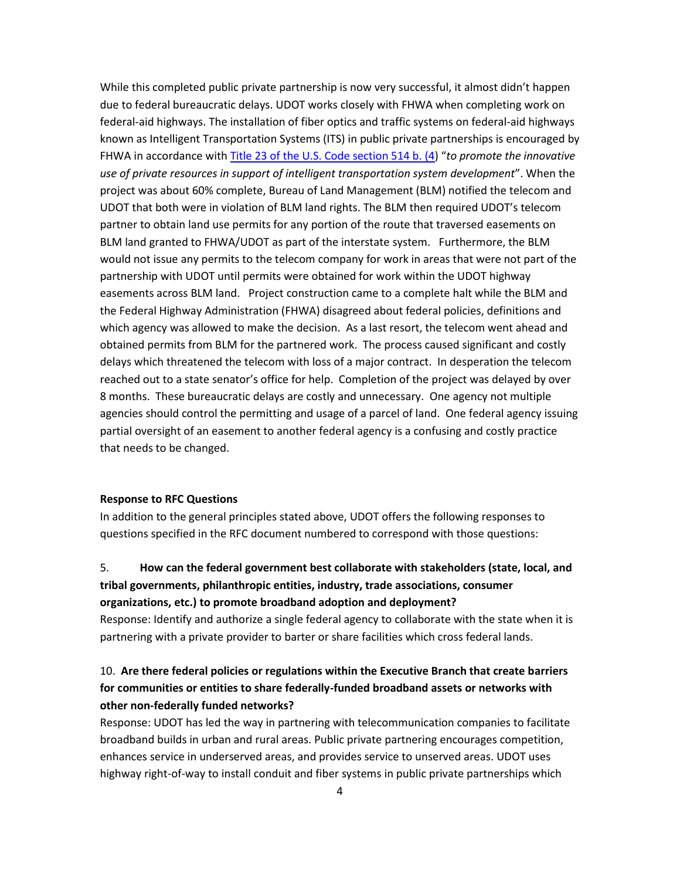While this completed public private partnership is now very successful, it almost didn't happen due to federal bureaucratic delays. UDOT works closely with FHWA when completing work on federal-aid highways. The installation of fiber optics and traffic systems on federal-aid highways known as Intelligent Transportation Systems (ITS) in public private partnerships is encouraged by FHWA in accordance with [Title 23 of the U.S. Code section 514 b. (4](#)) "*to promote the innovative use of private resources in support of intelligent transportation system development*". When the project was about 60% complete, Bureau of Land Management (BLM) notified the telecom and UDOT that both were in violation of BLM land rights. The BLM then required UDOT's telecom partner to obtain land use permits for any portion of the route that traversed easements on BLM land granted to FHWA/UDOT as part of the interstate system. Furthermore, the BLM would not issue any permits to the telecom company for work in areas that were not part of the partnership with UDOT until permits were obtained for work within the UDOT highway easements across BLM land. Project construction came to a complete halt while the BLM and the Federal Highway Administration (FHWA) disagreed about federal policies, definitions and which agency was allowed to make the decision. As a last resort, the telecom went ahead and obtained permits from BLM for the partnered work. The process caused significant and costly delays which threatened the telecom with loss of a major contract. In desperation the telecom reached out to a state senator's office for help. Completion of the project was delayed by over 8 months. These bureaucratic delays are costly and unnecessary. One agency not multiple agencies should control the permitting and usage of a parcel of land. One federal agency issuing partial oversight of an easement to another federal agency is a confusing and costly practice that needs to be changed.

**Response to RFC Questions**

In addition to the general principles stated above, UDOT offers the following responses to questions specified in the RFC document numbered to correspond with those questions:

5. **How can the federal government best collaborate with stakeholders (state, local, and tribal governments, philanthropic entities, industry, trade associations, consumer organizations, etc.) to promote broadband adoption and deployment?**

Response: Identify and authorize a single federal agency to collaborate with the state when it is partnering with a private provider to barter or share facilities which cross federal lands.

10. **Are there federal policies or regulations within the Executive Branch that create barriers for communities or entities to share federally-funded broadband assets or networks with other non-federally funded networks?**

Response: UDOT has led the way in partnering with telecommunication companies to facilitate broadband builds in urban and rural areas. Public private partnering encourages competition, enhances service in underserved areas, and provides service to unserved areas. UDOT uses highway right-of-way to install conduit and fiber systems in public private partnerships which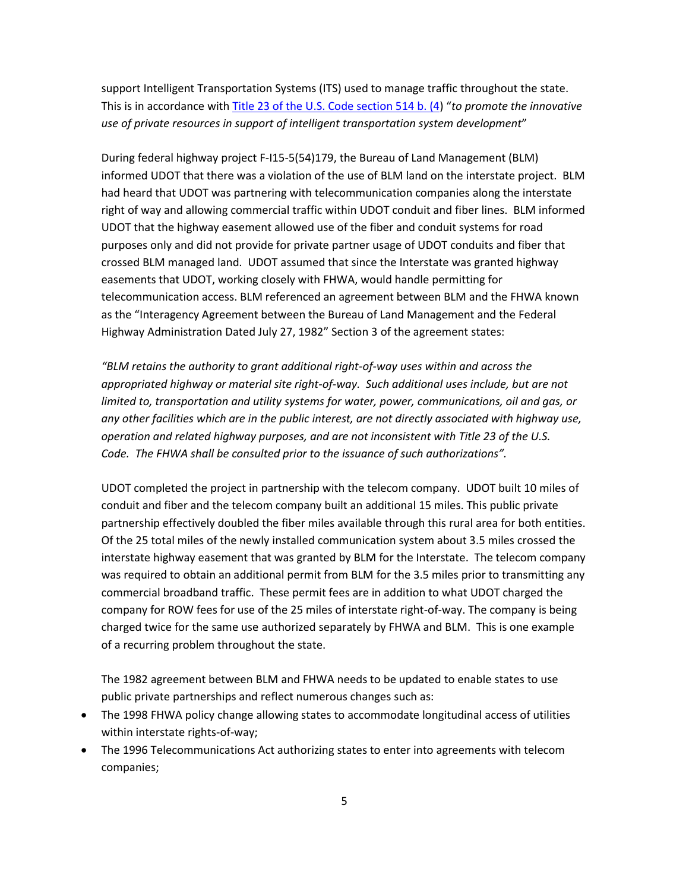support Intelligent Transportation Systems (ITS) used to manage traffic throughout the state. This is in accordance with [Title 23 of the U.S. Code section 514 b. (4)](#) "*to promote the innovative use of private resources in support of intelligent transportation system development*"

During federal highway project F-I15-5(54)179, the Bureau of Land Management (BLM) informed UDOT that there was a violation of the use of BLM land on the interstate project. BLM had heard that UDOT was partnering with telecommunication companies along the interstate right of way and allowing commercial traffic within UDOT conduit and fiber lines. BLM informed UDOT that the highway easement allowed use of the fiber and conduit systems for road purposes only and did not provide for private partner usage of UDOT conduits and fiber that crossed BLM managed land. UDOT assumed that since the Interstate was granted highway easements that UDOT, working closely with FHWA, would handle permitting for telecommunication access. BLM referenced an agreement between BLM and the FHWA known as the "Interagency Agreement between the Bureau of Land Management and the Federal Highway Administration Dated July 27, 1982" Section 3 of the agreement states:

*"BLM retains the authority to grant additional right-of-way uses within and across the appropriated highway or material site right-of-way. Such additional uses include, but are not limited to, transportation and utility systems for water, power, communications, oil and gas, or any other facilities which are in the public interest, are not directly associated with highway use, operation and related highway purposes, and are not inconsistent with Title 23 of the U.S. Code. The FHWA shall be consulted prior to the issuance of such authorizations".*

UDOT completed the project in partnership with the telecom company. UDOT built 10 miles of conduit and fiber and the telecom company built an additional 15 miles. This public private partnership effectively doubled the fiber miles available through this rural area for both entities. Of the 25 total miles of the newly installed communication system about 3.5 miles crossed the interstate highway easement that was granted by BLM for the Interstate. The telecom company was required to obtain an additional permit from BLM for the 3.5 miles prior to transmitting any commercial broadband traffic. These permit fees are in addition to what UDOT charged the company for ROW fees for use of the 25 miles of interstate right-of-way. The company is being charged twice for the same use authorized separately by FHWA and BLM. This is one example of a recurring problem throughout the state.

The 1982 agreement between BLM and FHWA needs to be updated to enable states to use public private partnerships and reflect numerous changes such as:

- The 1998 FHWA policy change allowing states to accommodate longitudinal access of utilities within interstate rights-of-way;
- The 1996 Telecommunications Act authorizing states to enter into agreements with telecom companies;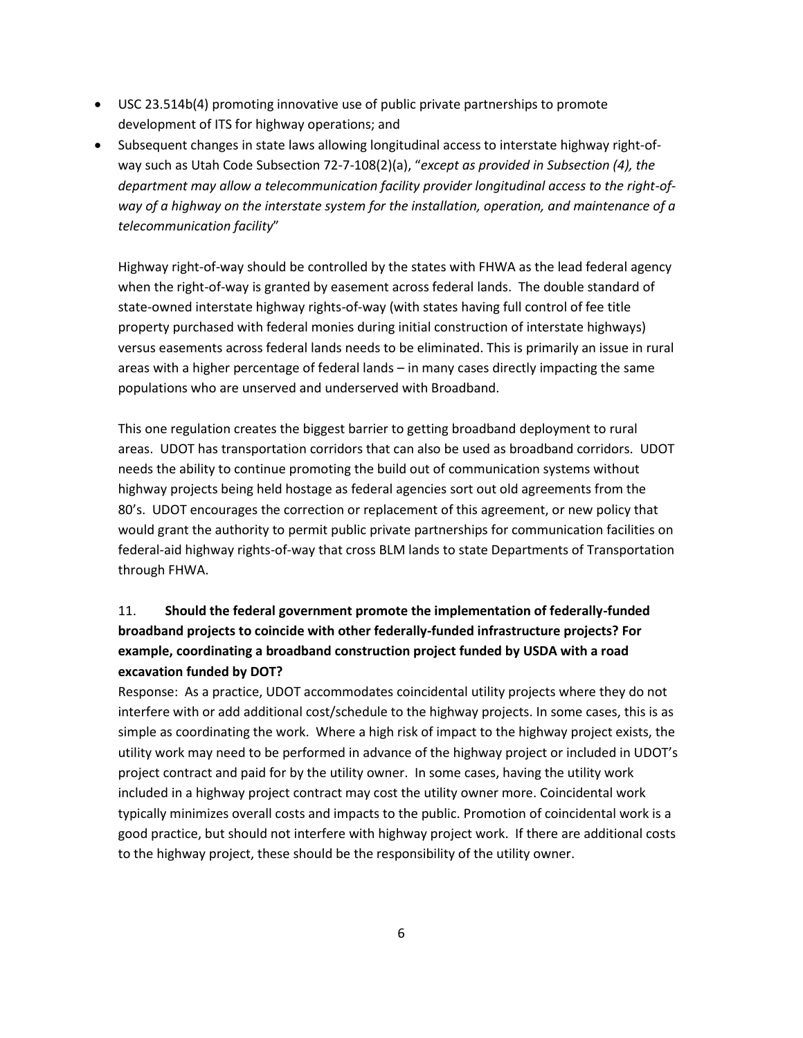- USC 23.514b(4) promoting innovative use of public private partnerships to promote development of ITS for highway operations; and
- Subsequent changes in state laws allowing longitudinal access to interstate highway right-of-way such as Utah Code Subsection 72-7-108(2)(a), "*except as provided in Subsection (4), the department may allow a telecommunication facility provider longitudinal access to the right-of-way of a highway on the interstate system for the installation, operation, and maintenance of a telecommunication facility*"

  Highway right-of-way should be controlled by the states with FHWA as the lead federal agency when the right-of-way is granted by easement across federal lands. The double standard of state-owned interstate highway rights-of-way (with states having full control of fee title property purchased with federal monies during initial construction of interstate highways) versus easements across federal lands needs to be eliminated. This is primarily an issue in rural areas with a higher percentage of federal lands – in many cases directly impacting the same populations who are unserved and underserved with Broadband.

  This one regulation creates the biggest barrier to getting broadband deployment to rural areas. UDOT has transportation corridors that can also be used as broadband corridors. UDOT needs the ability to continue promoting the build out of communication systems without highway projects being held hostage as federal agencies sort out old agreements from the 80's. UDOT encourages the correction or replacement of this agreement, or new policy that would grant the authority to permit public private partnerships for communication facilities on federal-aid highway rights-of-way that cross BLM lands to state Departments of Transportation through FHWA.

11. **Should the federal government promote the implementation of federally-funded broadband projects to coincide with other federally-funded infrastructure projects? For example, coordinating a broadband construction project funded by USDA with a road excavation funded by DOT?**

Response: As a practice, UDOT accommodates coincidental utility projects where they do not interfere with or add additional cost/schedule to the highway projects. In some cases, this is as simple as coordinating the work. Where a high risk of impact to the highway project exists, the utility work may need to be performed in advance of the highway project or included in UDOT's project contract and paid for by the utility owner. In some cases, having the utility work included in a highway project contract may cost the utility owner more. Coincidental work typically minimizes overall costs and impacts to the public. Promotion of coincidental work is a good practice, but should not interfere with highway project work. If there are additional costs to the highway project, these should be the responsibility of the utility owner.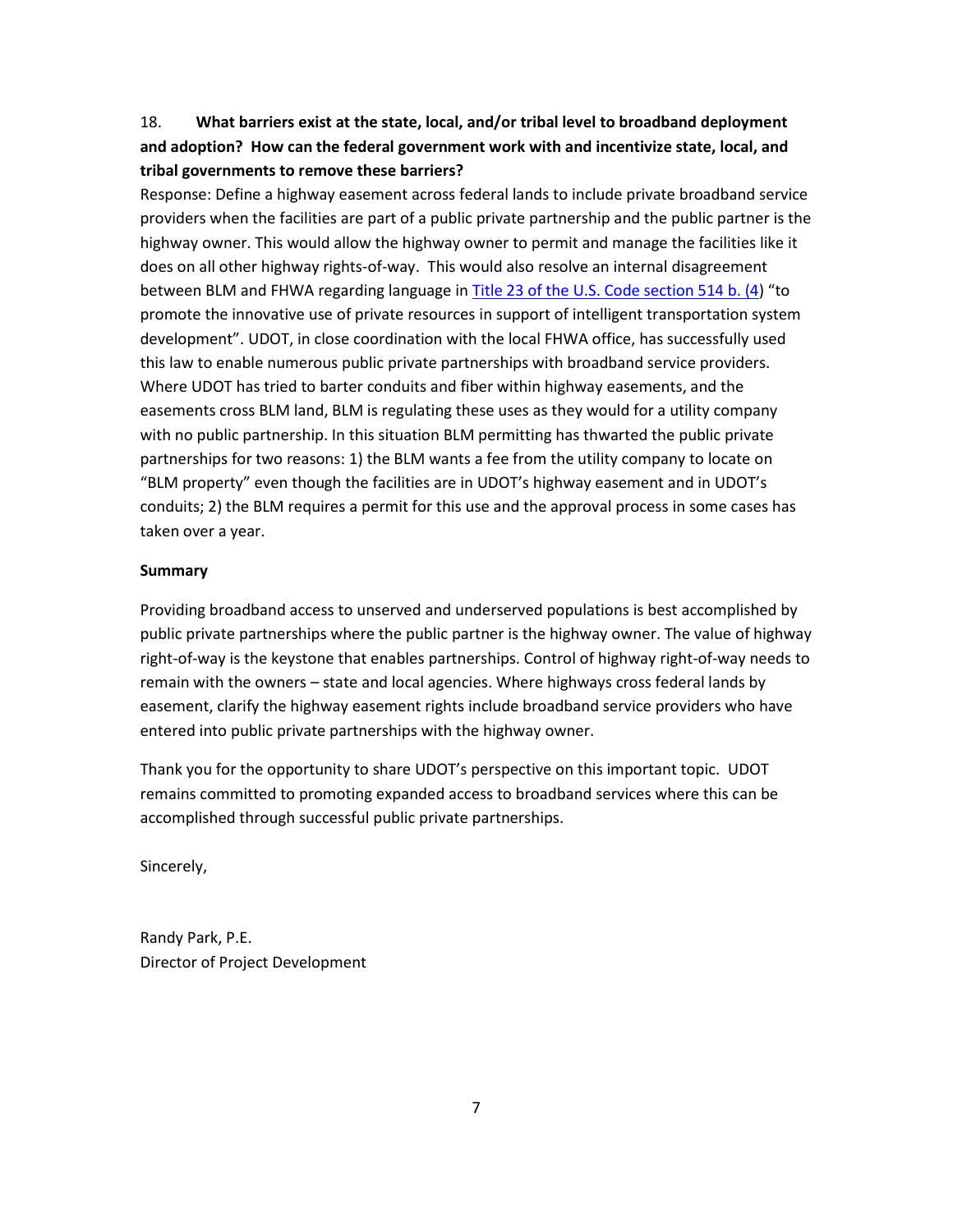18. **What barriers exist at the state, local, and/or tribal level to broadband deployment and adoption? How can the federal government work with and incentivize state, local, and tribal governments to remove these barriers?**

Response: Define a highway easement across federal lands to include private broadband service providers when the facilities are part of a public private partnership and the public partner is the highway owner. This would allow the highway owner to permit and manage the facilities like it does on all other highway rights-of-way. This would also resolve an internal disagreement between BLM and FHWA regarding language in [Title 23 of the U.S. Code section 514 b. (4)] "to promote the innovative use of private resources in support of intelligent transportation system development". UDOT, in close coordination with the local FHWA office, has successfully used this law to enable numerous public private partnerships with broadband service providers. Where UDOT has tried to barter conduits and fiber within highway easements, and the easements cross BLM land, BLM is regulating these uses as they would for a utility company with no public partnership. In this situation BLM permitting has thwarted the public private partnerships for two reasons: 1) the BLM wants a fee from the utility company to locate on "BLM property" even though the facilities are in UDOT's highway easement and in UDOT's conduits; 2) the BLM requires a permit for this use and the approval process in some cases has taken over a year.

**Summary**

Providing broadband access to unserved and underserved populations is best accomplished by public private partnerships where the public partner is the highway owner. The value of highway right-of-way is the keystone that enables partnerships. Control of highway right-of-way needs to remain with the owners – state and local agencies. Where highways cross federal lands by easement, clarify the highway easement rights include broadband service providers who have entered into public private partnerships with the highway owner.

Thank you for the opportunity to share UDOT's perspective on this important topic. UDOT remains committed to promoting expanded access to broadband services where this can be accomplished through successful public private partnerships.

Sincerely,

Randy Park, P.E.
Director of Project Development